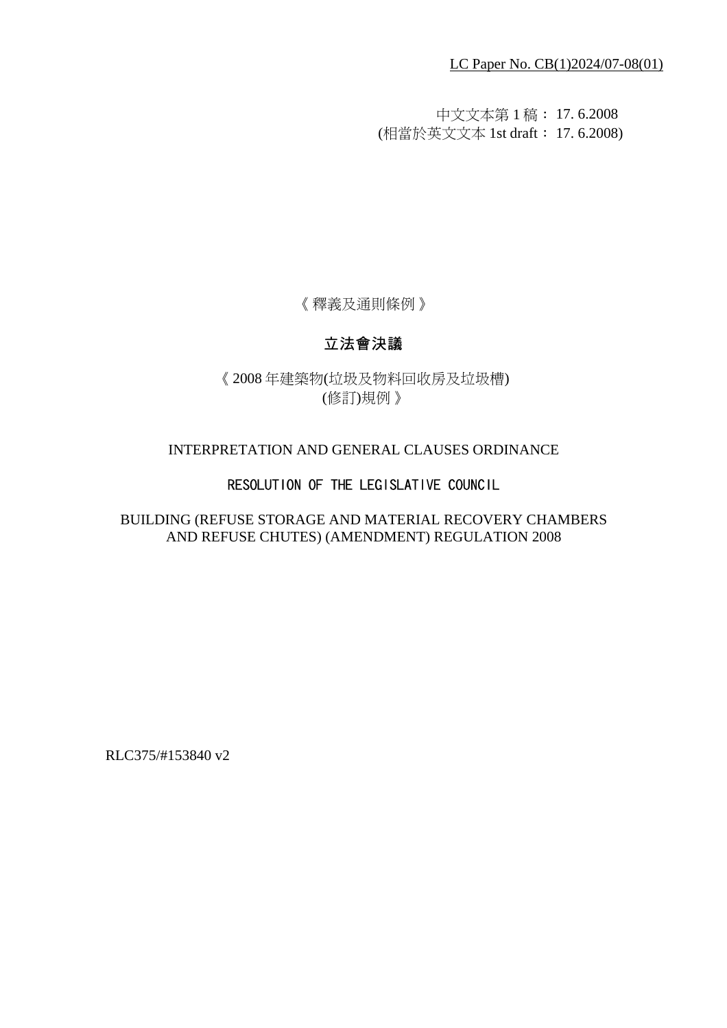LC Paper No. CB(1)2024/07-08(01)

中文文本第 1 稿： 17. 6.2008
(相當於英文文本 1st draft： 17. 6.2008)

《 釋義及通則條例 》

**立法會決議**

《 2008 年建築物(垃圾及物料回收房及垃圾槽)
(修訂)規例 》

INTERPRETATION AND GENERAL CLAUSES ORDINANCE

**RESOLUTION OF THE LEGISLATIVE COUNCIL**

BUILDING (REFUSE STORAGE AND MATERIAL RECOVERY CHAMBERS
AND REFUSE CHUTES) (AMENDMENT) REGULATION 2008

RLC375/#153840 v2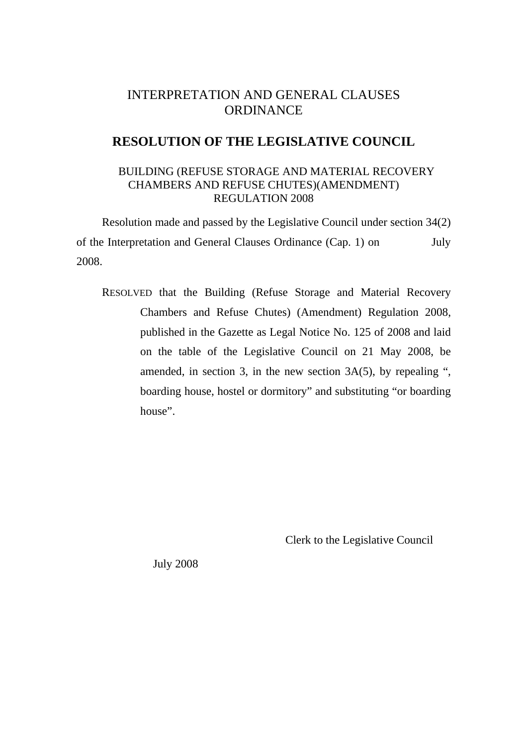# INTERPRETATION AND GENERAL CLAUSES ORDINANCE

## RESOLUTION OF THE LEGISLATIVE COUNCIL

### BUILDING (REFUSE STORAGE AND MATERIAL RECOVERY CHAMBERS AND REFUSE CHUTES)(AMENDMENT) REGULATION 2008

Resolution made and passed by the Legislative Council under section 34(2) of the Interpretation and General Clauses Ordinance (Cap. 1) on July 2008.

RESOLVED that the Building (Refuse Storage and Material Recovery Chambers and Refuse Chutes) (Amendment) Regulation 2008, published in the Gazette as Legal Notice No. 125 of 2008 and laid on the table of the Legislative Council on 21 May 2008, be amended, in section 3, in the new section 3A(5), by repealing ", boarding house, hostel or dormitory" and substituting "or boarding house".

Clerk to the Legislative Council

July 2008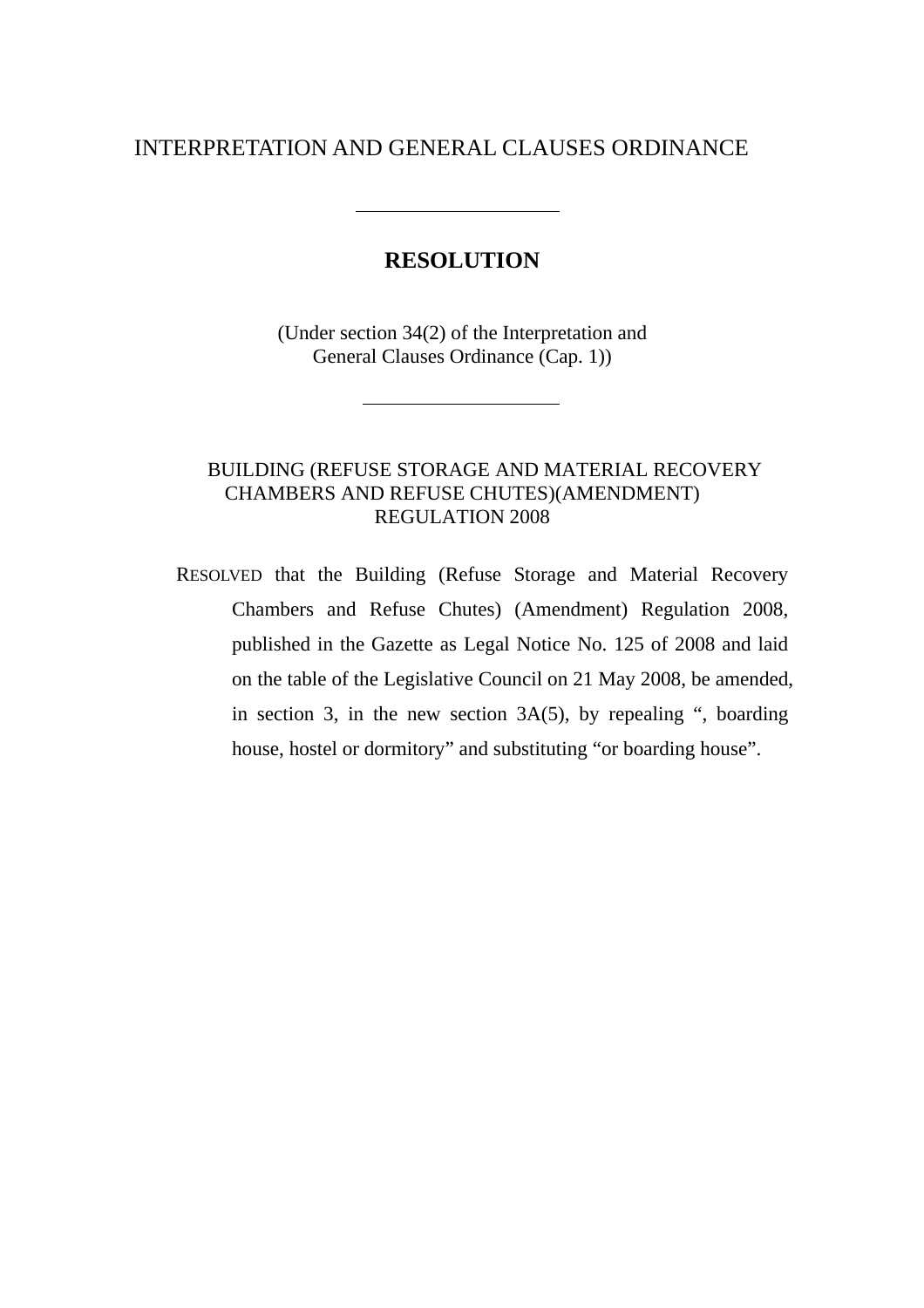INTERPRETATION AND GENERAL CLAUSES ORDINANCE

---

# RESOLUTION

(Under section 34(2) of the Interpretation and General Clauses Ordinance (Cap. 1))

---

BUILDING (REFUSE STORAGE AND MATERIAL RECOVERY CHAMBERS AND REFUSE CHUTES)(AMENDMENT) REGULATION 2008

RESOLVED that the Building (Refuse Storage and Material Recovery Chambers and Refuse Chutes) (Amendment) Regulation 2008, published in the Gazette as Legal Notice No. 125 of 2008 and laid on the table of the Legislative Council on 21 May 2008, be amended, in section 3, in the new section 3A(5), by repealing “, boarding house, hostel or dormitory” and substituting “or boarding house”.